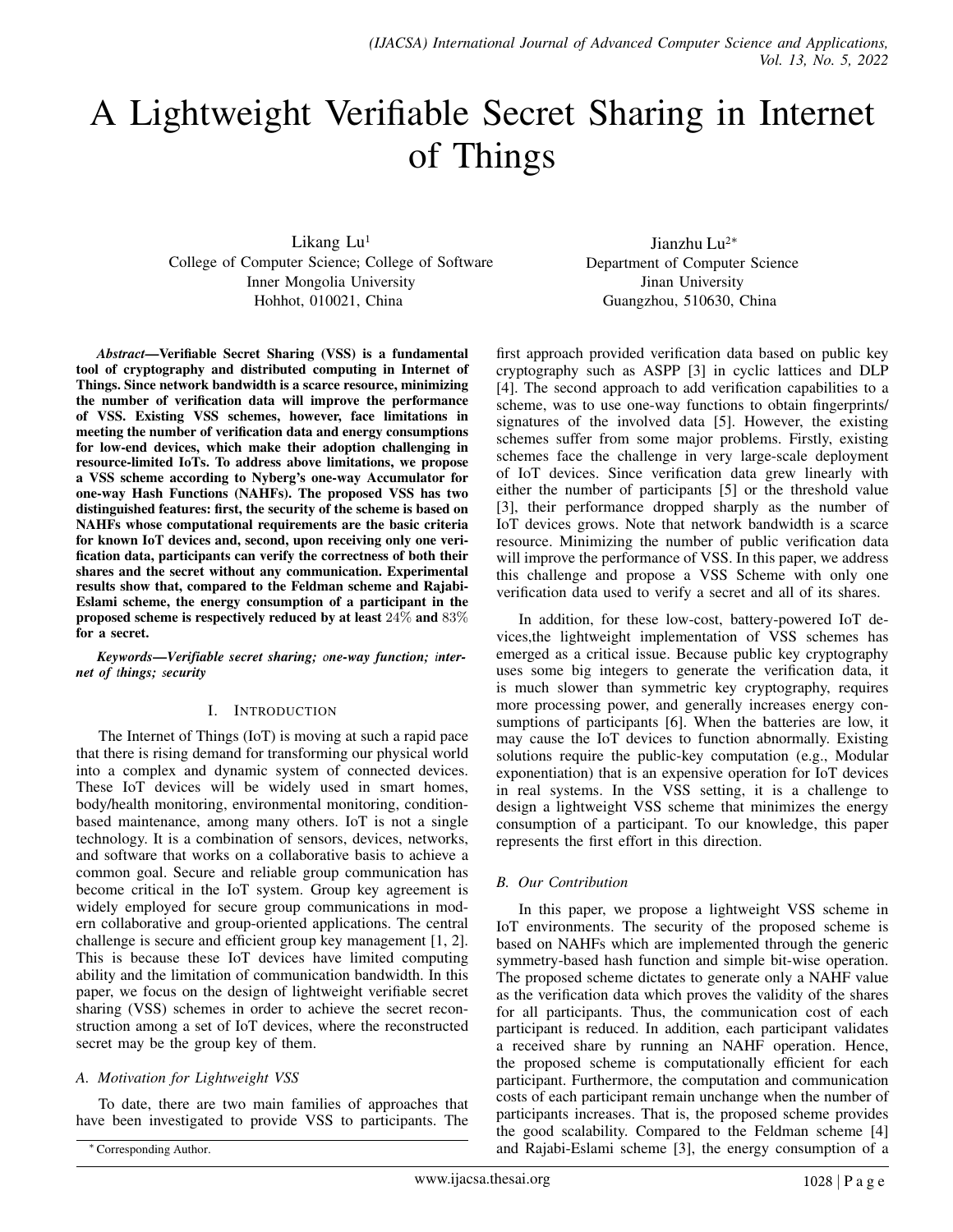# A Lightweight Verifiable Secret Sharing in Internet of Things

Likang Lu[1]
College of Computer Science; College of Software
Inner Mongolia University
Hohhot, 010021, China

Jianzhu Lu[2*]
Department of Computer Science
Jinan University
Guangzhou, 510630, China

***Abstract*—Verifiable Secret Sharing (VSS) is a fundamental tool of cryptography and distributed computing in Internet of Things. Since network bandwidth is a scarce resource, minimizing the number of verification data will improve the performance of VSS. Existing VSS schemes, however, face limitations in meeting the number of verification data and energy consumptions for low-end devices, which make their adoption challenging in resource-limited IoTs. To address above limitations, we propose a VSS scheme according to Nyberg's one-way Accumulator for one-way Hash Functions (NAHFs). The proposed VSS has two distinguished features: first, the security of the scheme is based on NAHFs whose computational requirements are the basic criteria for known IoT devices and, second, upon receiving only one verification data, participants can verify the correctness of both their shares and the secret without any communication. Experimental results show that, compared to the Feldman scheme and Rajabi-Eslami scheme, the energy consumption of a participant in the proposed scheme is respectively reduced by at least $24\%$ and $83\%$ for a secret.**

***Keywords*—*Verifiable secret sharing; one-way function; internet of things; security***

## I. Introduction

The Internet of Things (IoT) is moving at such a rapid pace that there is rising demand for transforming our physical world into a complex and dynamic system of connected devices. These IoT devices will be widely used in smart homes, body/health monitoring, environmental monitoring, condition-based maintenance, among many others. IoT is not a single technology. It is a combination of sensors, devices, networks, and software that works on a collaborative basis to achieve a common goal. Secure and reliable group communication has become critical in the IoT system. Group key agreement is widely employed for secure group communications in modern collaborative and group-oriented applications. The central challenge is secure and efficient group key management [1, 2]. This is because these IoT devices have limited computing ability and the limitation of communication bandwidth. In this paper, we focus on the design of lightweight verifiable secret sharing (VSS) schemes in order to achieve the secret reconstruction among a set of IoT devices, where the reconstructed secret may be the group key of them.

### A. Motivation for Lightweight VSS

To date, there are two main families of approaches that have been investigated to provide VSS to participants. The first approach provided verification data based on public key cryptography such as ASPP [3] in cyclic lattices and DLP [4]. The second approach to add verification capabilities to a scheme, was to use one-way functions to obtain fingerprints/ signatures of the involved data [5]. However, the existing schemes suffer from some major problems. Firstly, existing schemes face the challenge in very large-scale deployment of IoT devices. Since verification data grew linearly with either the number of participants [5] or the threshold value [3], their performance dropped sharply as the number of IoT devices grows. Note that network bandwidth is a scarce resource. Minimizing the number of public verification data will improve the performance of VSS. In this paper, we address this challenge and propose a VSS Scheme with only one verification data used to verify a secret and all of its shares.

In addition, for these low-cost, battery-powered IoT devices,the lightweight implementation of VSS schemes has emerged as a critical issue. Because public key cryptography uses some big integers to generate the verification data, it is much slower than symmetric key cryptography, requires more processing power, and generally increases energy consumptions of participants [6]. When the batteries are low, it may cause the IoT devices to function abnormally. Existing solutions require the public-key computation (e.g., Modular exponentiation) that is an expensive operation for IoT devices in real systems. In the VSS setting, it is a challenge to design a lightweight VSS scheme that minimizes the energy consumption of a participant. To our knowledge, this paper represents the first effort in this direction.

### B. Our Contribution

In this paper, we propose a lightweight VSS scheme in IoT environments. The security of the proposed scheme is based on NAHFs which are implemented through the generic symmetry-based hash function and simple bit-wise operation. The proposed scheme dictates to generate only a NAHF value as the verification data which proves the validity of the shares for all participants. Thus, the communication cost of each participant is reduced. In addition, each participant validates a received share by running an NAHF operation. Hence, the proposed scheme is computationally efficient for each participant. Furthermore, the computation and communication costs of each participant remain unchange when the number of participants increases. That is, the proposed scheme provides the good scalability. Compared to the Feldman scheme [4] and Rajabi-Eslami scheme [3], the energy consumption of a

* Corresponding Author.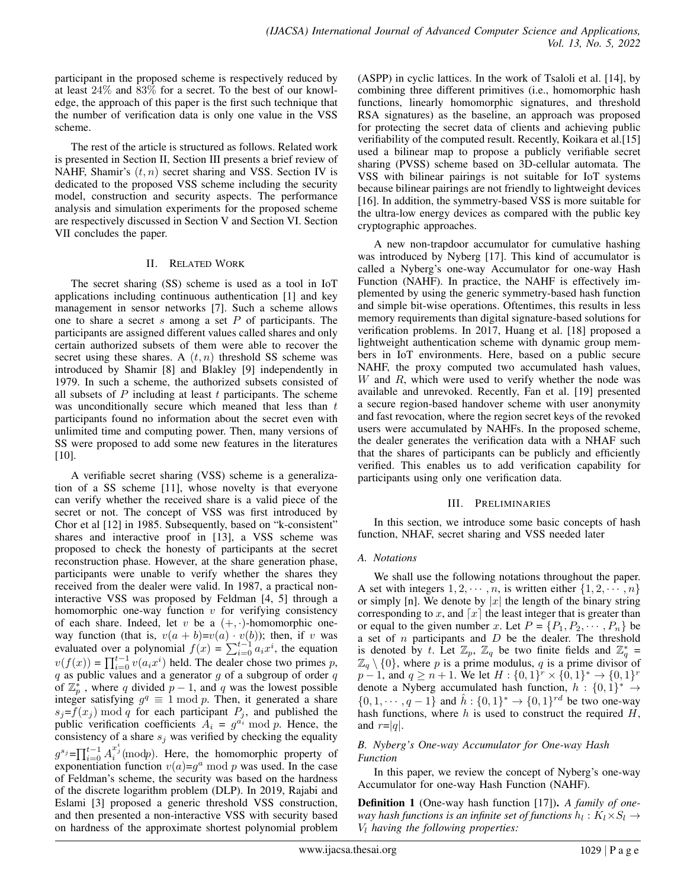participant in the proposed scheme is respectively reduced by at least 24% and 83% for a secret. To the best of our knowledge, the approach of this paper is the first such technique that the number of verification data is only one value in the VSS scheme.

The rest of the article is structured as follows. Related work is presented in Section II, Section III presents a brief review of NAHF, Shamir's $(t, n)$ secret sharing and VSS. Section IV is dedicated to the proposed VSS scheme including the security model, construction and security aspects. The performance analysis and simulation experiments for the proposed scheme are respectively discussed in Section V and Section VI. Section VII concludes the paper.

## II. Related Work

The secret sharing (SS) scheme is used as a tool in IoT applications including continuous authentication [1] and key management in sensor networks [7]. Such a scheme allows one to share a secret $s$ among a set $P$ of participants. The participants are assigned different values called shares and only certain authorized subsets of them were able to recover the secret using these shares. A $(t, n)$ threshold SS scheme was introduced by Shamir [8] and Blakley [9] independently in 1979. In such a scheme, the authorized subsets consisted of all subsets of $P$ including at least $t$ participants. The scheme was unconditionally secure which meaned that less than $t$ participants found no information about the secret even with unlimited time and computing power. Then, many versions of SS were proposed to add some new features in the literatures [10].

A verifiable secret sharing (VSS) scheme is a generalization of a SS scheme [11], whose novelty is that everyone can verify whether the received share is a valid piece of the secret or not. The concept of VSS was first introduced by Chor et al [12] in 1985. Subsequently, based on "k-consistent" shares and interactive proof in [13], a VSS scheme was proposed to check the honesty of participants at the secret reconstruction phase. However, at the share generation phase, participants were unable to verify whether the shares they received from the dealer were valid. In 1987, a practical non-interactive VSS was proposed by Feldman [4, 5] through a homomorphic one-way function $v$ for verifying consistency of each share. Indeed, let $v$ be a $(+, \cdot)$-homomorphic one-way function (that is, $v(a+b)$=$v(a) \cdot v(b)$); then, if $v$ was evaluated over a polynomial $f(x) = \sum_{i=0}^{t-1} a_i x^i$, the equation $v(f(x)) = \prod_{i=0}^{t-1} v(a_i x^i)$ held. The dealer chose two primes $p$, $q$ as public values and a generator $g$ of a subgroup of order $q$ of $\mathbb{Z}_p^*$, where $q$ divided $p-1$, and $q$ was the lowest possible integer satisfying $g^q \equiv 1 \bmod p$. Then, it generated a share $s_j$=$f(x_j) \bmod q$ for each participant $P_j$, and published the public verification coefficients $A_i = g^{a_i} \bmod p$. Hence, the consistency of a share $s_j$ was verified by checking the equality $g^{s_j}$=$\prod_{i=0}^{t-1} A_i^{x_j^i} (\bmod p)$. Here, the homomorphic property of exponentiation function $v(a)$=$g^a \bmod p$ was used. In the case of Feldman's scheme, the security was based on the hardness of the discrete logarithm problem (DLP). In 2019, Rajabi and Eslami [3] proposed a generic threshold VSS construction, and then presented a non-interactive VSS with security based on hardness of the approximate shortest polynomial problem (ASPP) in cyclic lattices. In the work of Tsaloli et al. [14], by combining three different primitives (i.e., homomorphic hash functions, linearly homomorphic signatures, and threshold RSA signatures) as the baseline, an approach was proposed for protecting the secret data of clients and achieving public verifiability of the computed result. Recently, Koikara et al.[15] used a bilinear map to propose a publicly verifiable secret sharing (PVSS) scheme based on 3D-cellular automata. The VSS with bilinear pairings is not suitable for IoT systems because bilinear pairings are not friendly to lightweight devices [16]. In addition, the symmetry-based VSS is more suitable for the ultra-low energy devices as compared with the public key cryptographic approaches.

A new non-trapdoor accumulator for cumulative hashing was introduced by Nyberg [17]. This kind of accumulator is called a Nyberg's one-way Accumulator for one-way Hash Function (NAHF). In practice, the NAHF is effectively implemented by using the generic symmetry-based hash function and simple bit-wise operations. Oftentimes, this results in less memory requirements than digital signature-based solutions for verification problems. In 2017, Huang et al. [18] proposed a lightweight authentication scheme with dynamic group members in IoT environments. Here, based on a public secure NAHF, the proxy computed two accumulated hash values, $W$ and $R$, which were used to verify whether the node was available and unrevoked. Recently, Fan et al. [19] presented a secure region-based handover scheme with user anonymity and fast revocation, where the region secret keys of the revoked users were accumulated by NAHFs. In the proposed scheme, the dealer generates the verification data with a NHAF such that the shares of participants can be publicly and efficiently verified. This enables us to add verification capability for participants using only one verification data.

## III. Preliminaries

In this section, we introduce some basic concepts of hash function, NHAF, secret sharing and VSS needed later

### A. Notations

We shall use the following notations throughout the paper. A set with integers $1, 2, \cdots, n$, is written either $\{1, 2, \cdots, n\}$ or simply [n]. We denote by $|x|$ the length of the binary string corresponding to $x$, and $\lceil x \rceil$ the least integer that is greater than or equal to the given number $x$. Let $P = \{P_1, P_2, \cdots, P_n\}$ be a set of $n$ participants and $D$ be the dealer. The threshold is denoted by $t$. Let $\mathbb{Z}_p$, $\mathbb{Z}_q$ be two finite fields and $\mathbb{Z}_q^*$ = $\mathbb{Z}_q \setminus \{0\}$, where $p$ is a prime modulus, $q$ is a prime divisor of $p-1$, and $q \geq n+1$. We let $H : \{0,1\}^r \times \{0,1\}^* \rightarrow \{0,1\}^r$ denote a Nyberg accumulated hash function, $h : \{0,1\}^* \rightarrow \{0, 1, \cdots, q-1\}$ and $\hat{h} : \{0,1\}^* \rightarrow \{0,1\}^{rd}$ be two one-way hash functions, where $h$ is used to construct the required $H$, and $r$=$|q|$.

### B. Nyberg's One-way Accumulator for One-way Hash Function

In this paper, we review the concept of Nyberg's one-way Accumulator for one-way Hash Function (NAHF).

**Definition 1** (One-way hash function [17]). *A family of one-way hash functions is an infinite set of functions $h_l : K_l \times S_l \rightarrow V_l$ having the following properties:*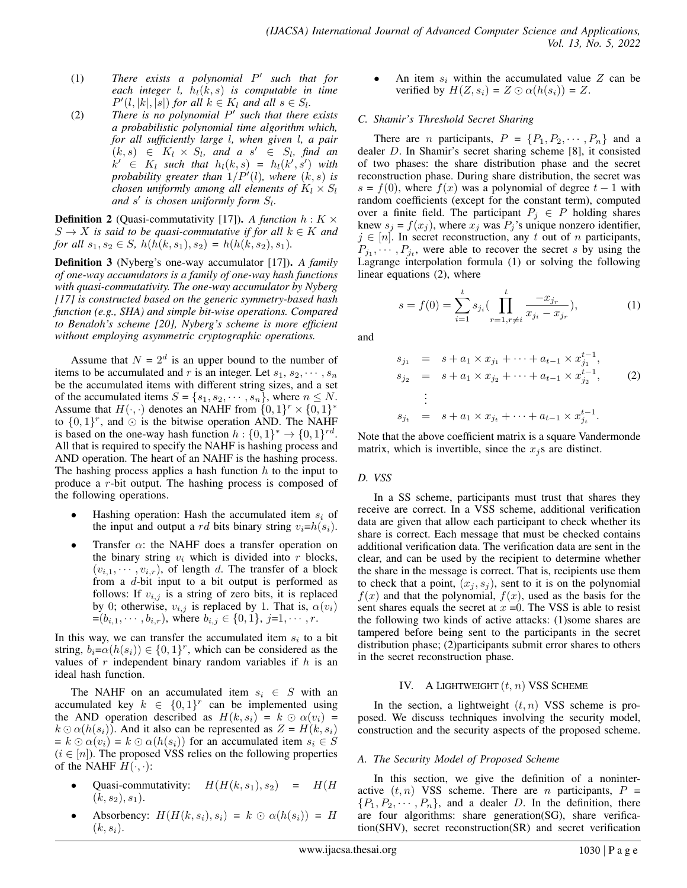(1) *There exists a polynomial $P'$ such that for each integer $l$, $h_l(k, s)$ is computable in time $P'(l, |k|, |s|)$ for all $k \in K_l$ and all $s \in S_l$.*

(2) *There is no polynomial $P'$ such that there exists a probabilistic polynomial time algorithm which, for all sufficiently large $l$, when given $l$, a pair $(k, s) \in K_l \times S_l$, and a $s' \in S_l$, find an $k' \in K_l$ such that $h_l(k, s) = h_l(k', s')$ with probability greater than $1/P'(l)$, where $(k, s)$ is chosen uniformly among all elements of $K_l \times S_l$ and $s'$ is chosen uniformly form $S_l$.*

**Definition 2** (Quasi-commutativity [17])**.** *A function $h : K \times S \rightarrow X$ is said to be quasi-commutative if for all $k \in K$ and for all $s_1, s_2 \in S$, $h(h(k, s_1), s_2) = h(h(k, s_2), s_1)$.*

**Definition 3** (Nyberg's one-way accumulator [17])**.** *A family of one-way accumulators is a family of one-way hash functions with quasi-commutativity. The one-way accumulator by Nyberg [17] is constructed based on the generic symmetry-based hash function (e.g., SHA) and simple bit-wise operations. Compared to Benaloh's scheme [20], Nyberg's scheme is more efficient without employing asymmetric cryptographic operations.*

Assume that $N = 2^d$ is an upper bound to the number of items to be accumulated and $r$ is an integer. Let $s_1, s_2, \cdots, s_n$ be the accumulated items with different string sizes, and a set of the accumulated items $S = \{s_1, s_2, \cdots, s_n\}$, where $n \leq N$. Assume that $H(\cdot, \cdot)$ denotes an NAHF from $\{0, 1\}^r \times \{0, 1\}^*$ to $\{0, 1\}^r$, and $\odot$ is the bitwise operation AND. The NAHF is based on the one-way hash function $h : \{0, 1\}^* \rightarrow \{0, 1\}^{rd}$. All that is required to specify the NAHF is hashing process and AND operation. The heart of an NAHF is the hashing process. The hashing process applies a hash function $h$ to the input to produce a $r$-bit output. The hashing process is composed of the following operations.

- Hashing operation: Hash the accumulated item $s_i$ of the input and output a $rd$ bits binary string $v_i$=$h(s_i)$.
- Transfer $\alpha$: the NAHF does a transfer operation on the binary string $v_i$ which is divided into $r$ blocks, $(v_{i,1}, \cdots, v_{i,r})$, of length $d$. The transfer of a block from a $d$-bit input to a bit output is performed as follows: If $v_{i,j}$ is a string of zero bits, it is replaced by 0; otherwise, $v_{i,j}$ is replaced by 1. That is, $\alpha(v_i)$ =$(b_{i,1}, \cdots, b_{i,r})$, where $b_{i,j} \in \{0, 1\}$, $j$=$1, \cdots, r$.

In this way, we can transfer the accumulated item $s_i$ to a bit string, $b_i$=$\alpha(h(s_i)) \in \{0, 1\}^r$, which can be considered as the values of $r$ independent binary random variables if $h$ is an ideal hash function.

The NAHF on an accumulated item $s_i \in S$ with an accumulated key $k \in \{0, 1\}^r$ can be implemented using the AND operation described as $H(k, s_i) = k \odot \alpha(v_i)$ = $k \odot \alpha(h(s_i))$. And it also can be represented as $Z = H(k, s_i)$ = $k \odot \alpha(v_i)$ = $k \odot \alpha(h(s_i))$ for an accumulated item $s_i \in S$ ($i \in [n]$). The proposed VSS relies on the following properties of the NAHF $H(\cdot, \cdot)$:

- Quasi-commutativity: $H(H(k, s_1), s_2) = H(H(k, s_2), s_1)$.
- Absorbency: $H(H(k, s_i), s_i) = k \odot \alpha(h(s_i)) = H(k, s_i)$.
- An item $s_i$ within the accumulated value $Z$ can be verified by $H(Z, s_i) = Z \odot \alpha(h(s_i)) = Z$.

### C. Shamir's Threshold Secret Sharing

There are $n$ participants, $P = \{P_1, P_2, \cdots, P_n\}$ and a dealer $D$. In Shamir's secret sharing scheme [8], it consisted of two phases: the share distribution phase and the secret reconstruction phase. During share distribution, the secret was $s = f(0)$, where $f(x)$ was a polynomial of degree $t - 1$ with random coefficients (except for the constant term), computed over a finite field. The participant $P_j \in P$ holding shares knew $s_j = f(x_j)$, where $x_j$ was $P_j$'s unique nonzero identifier, $j \in [n]$. In secret reconstruction, any $t$ out of $n$ participants, $P_{j_1}, \cdots, P_{j_t}$, were able to recover the secret $s$ by using the Lagrange interpolation formula (1) or solving the following linear equations (2), where

$$s = f(0) = \sum_{i=1}^{t} s_{j_i} \left( \prod_{r=1, r \neq i}^{t} \frac{-x_{j_r}}{x_{j_i} - x_{j_r}} \right), \tag{1}$$

and

$$\begin{aligned}
s_{j_1} &= s + a_1 \times x_{j_1} + \cdots + a_{t-1} \times x_{j_1}^{t-1}, \\
s_{j_2} &= s + a_1 \times x_{j_2} + \cdots + a_{t-1} \times x_{j_2}^{t-1}, \\
&\vdots \\
s_{j_t} &= s + a_1 \times x_{j_t} + \cdots + a_{t-1} \times x_{j_t}^{t-1}.
\end{aligned} \tag{2}$$

Note that the above coefficient matrix is a square Vandermonde matrix, which is invertible, since the $x_j$s are distinct.

### D. VSS

In a SS scheme, participants must trust that shares they receive are correct. In a VSS scheme, additional verification data are given that allow each participant to check whether its share is correct. Each message that must be checked contains additional verification data. The verification data are sent in the clear, and can be used by the recipient to determine whether the share in the message is correct. That is, recipients use them to check that a point, $(x_j, s_j)$, sent to it is on the polynomial $f(x)$ and that the polynomial, $f(x)$, used as the basis for the sent shares equals the secret at $x$ =0. The VSS is able to resist the following two kinds of active attacks: (1)some shares are tampered before being sent to the participants in the secret distribution phase; (2)participants submit error shares to others in the secret reconstruction phase.

## IV. A Lightweight $(t, n)$ VSS Scheme

In the section, a lightweight $(t, n)$ VSS scheme is proposed. We discuss techniques involving the security model, construction and the security aspects of the proposed scheme.

### A. The Security Model of Proposed Scheme

In this section, we give the definition of a noninteractive $(t, n)$ VSS scheme. There are $n$ participants, $P = \{P_1, P_2, \cdots, P_n\}$, and a dealer $D$. In the definition, there are four algorithms: share generation(SG), share verification(SHV), secret reconstruction(SR) and secret verification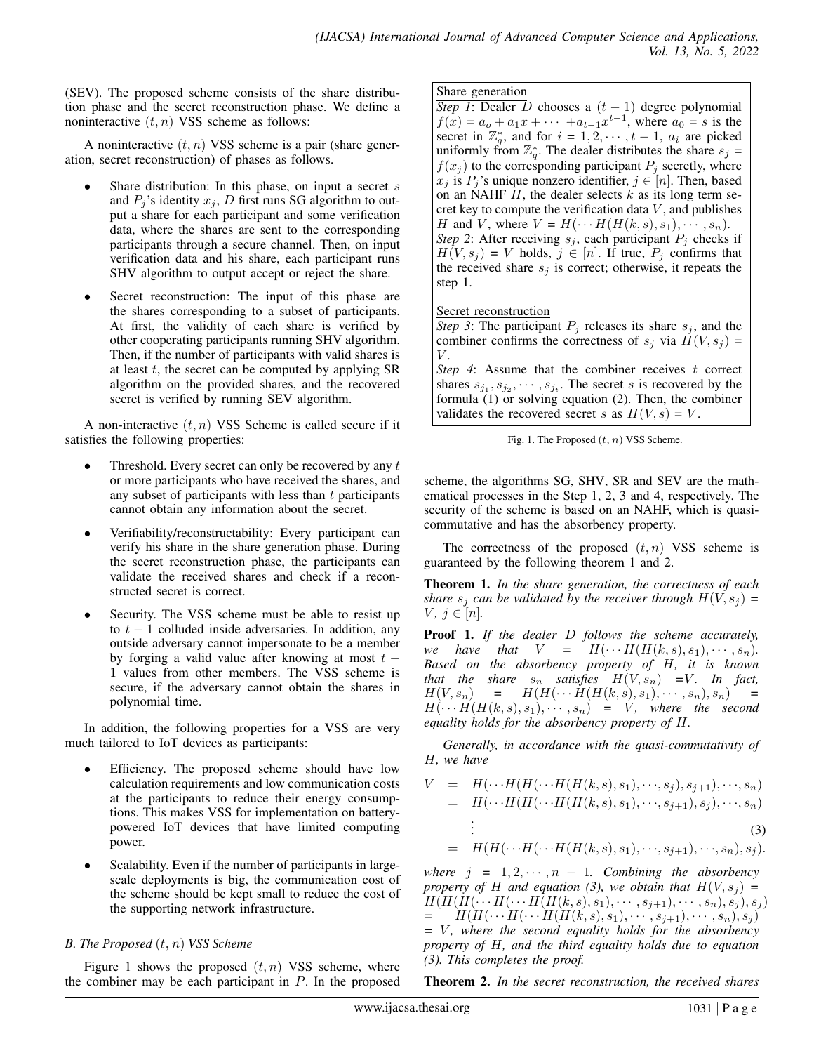(SEV). The proposed scheme consists of the share distribution phase and the secret reconstruction phase. We define a noninteractive $(t, n)$ VSS scheme as follows:

A noninteractive $(t, n)$ VSS scheme is a pair (share generation, secret reconstruction) of phases as follows.

- Share distribution: In this phase, on input a secret $s$ and $P_j$'s identity $x_j$, $D$ first runs SG algorithm to output a share for each participant and some verification data, where the shares are sent to the corresponding participants through a secure channel. Then, on input verification data and his share, each participant runs SHV algorithm to output accept or reject the share.
- Secret reconstruction: The input of this phase are the shares corresponding to a subset of participants. At first, the validity of each share is verified by other cooperating participants running SHV algorithm. Then, if the number of participants with valid shares is at least $t$, the secret can be computed by applying SR algorithm on the provided shares, and the recovered secret is verified by running SEV algorithm.

A non-interactive $(t, n)$ VSS Scheme is called secure if it satisfies the following properties:

- Threshold. Every secret can only be recovered by any $t$ or more participants who have received the shares, and any subset of participants with less than $t$ participants cannot obtain any information about the secret.
- Verifiability/reconstructability: Every participant can verify his share in the share generation phase. During the secret reconstruction phase, the participants can validate the received shares and check if a reconstructed secret is correct.
- Security. The VSS scheme must be able to resist up to $t - 1$ colluded inside adversaries. In addition, any outside adversary cannot impersonate to be a member by forging a valid value after knowing at most $t - 1$ values from other members. The VSS scheme is secure, if the adversary cannot obtain the shares in polynomial time.

In addition, the following properties for a VSS are very much tailored to IoT devices as participants:

- Efficiency. The proposed scheme should have low calculation requirements and low communication costs at the participants to reduce their energy consumptions. This makes VSS for implementation on battery-powered IoT devices that have limited computing power.
- Scalability. Even if the number of participants in large-scale deployments is big, the communication cost of the scheme should be kept small to reduce the cost of the supporting network infrastructure.

### B. The Proposed $(t, n)$ VSS Scheme

Figure 1 shows the proposed $(t, n)$ VSS scheme, where the combiner may be each participant in $P$. In the proposed scheme, the algorithms SG, SHV, SR and SEV are the mathematical processes in the Step 1, 2, 3 and 4, respectively. The security of the scheme is based on an NAHF, which is quasi-commutative and has the absorbency property.

<u>Share generation</u>

*Step 1*: Dealer $D$ chooses a $(t-1)$ degree polynomial $f(x) = a_o + a_1x + \cdots + a_{t-1}x^{t-1}$, where $a_0 = s$ is the secret in $\mathbb{Z}_q^*$, and for $i = 1, 2, \cdots, t-1$, $a_i$ are picked uniformly from $\mathbb{Z}_q^*$. The dealer distributes the share $s_j = f(x_j)$ to the corresponding participant $P_j$ secretly, where $x_j$ is $P_j$'s unique nonzero identifier, $j \in [n]$. Then, based on an NAHF $H$, the dealer selects $k$ as its long term secret key to compute the verification data $V$, and publishes $H$ and $V$, where $V = H(\cdots H(H(k, s), s_1), \cdots, s_n)$.

*Step 2*: After receiving $s_j$, each participant $P_j$ checks if $H(V, s_j) = V$ holds, $j \in [n]$. If true, $P_j$ confirms that the received share $s_j$ is correct; otherwise, it repeats the step 1.

<u>Secret reconstruction</u>

*Step 3*: The participant $P_j$ releases its share $s_j$, and the combiner confirms the correctness of $s_j$ via $H(V, s_j) = V$.

*Step 4*: Assume that the combiner receives $t$ correct shares $s_{j_1}, s_{j_2}, \cdots, s_{j_t}$. The secret $s$ is recovered by the formula (1) or solving equation (2). Then, the combiner validates the recovered secret $s$ as $H(V, s) = V$.

Fig. 1. The Proposed $(t, n)$ VSS Scheme.

The correctness of the proposed $(t, n)$ VSS scheme is guaranteed by the following theorem 1 and 2.

**Theorem 1.** *In the share generation, the correctness of each share $s_j$ can be validated by the receiver through $H(V, s_j) = V$, $j \in [n]$.*

**Proof 1.** *If the dealer $D$ follows the scheme accurately, we have that $V = H(\cdots H(H(k, s), s_1), \cdots, s_n)$. Based on the absorbency property of $H$, it is known that the share $s_n$ satisfies $H(V, s_n) = V$. In fact, $H(V, s_n) = H(H(\cdots H(H(k, s), s_1), \cdots, s_n), s_n) = H(\cdots H(H(k, s), s_1), \cdots, s_n) = V$, where the second equality holds for the absorbency property of $H$.*

*Generally, in accordance with the quasi-commutativity of $H$, we have*

$$\begin{aligned} V &= H(\cdots H(H(\cdots H(H(k,s),s_1),\cdots,s_j),s_{j+1}),\cdots,s_n) \\ &= H(\cdots H(H(\cdots H(H(k,s),s_1),\cdots,s_{j+1}),s_j),\cdots,s_n) \\ &\;\;\vdots \\ &= H(H(\cdots H(\cdots H(H(k,s),s_1),\cdots,s_{j+1}),\cdots,s_n),s_j). \end{aligned} \tag{3}$$

*where $j = 1, 2, \cdots, n-1$. Combining the absorbency property of $H$ and equation (3), we obtain that $H(V, s_j) = H(H(H(\cdots H(\cdots H(H(k,s),s_1),\cdots,s_{j+1}),\cdots,s_n),s_j),s_j) = H(H(\cdots H(\cdots H(H(k,s),s_1),\cdots,s_{j+1}),\cdots,s_n),s_j) = V$, where the second equality holds for the absorbency property of $H$, and the third equality holds due to equation (3). This completes the proof.*

**Theorem 2.** *In the secret reconstruction, the received shares*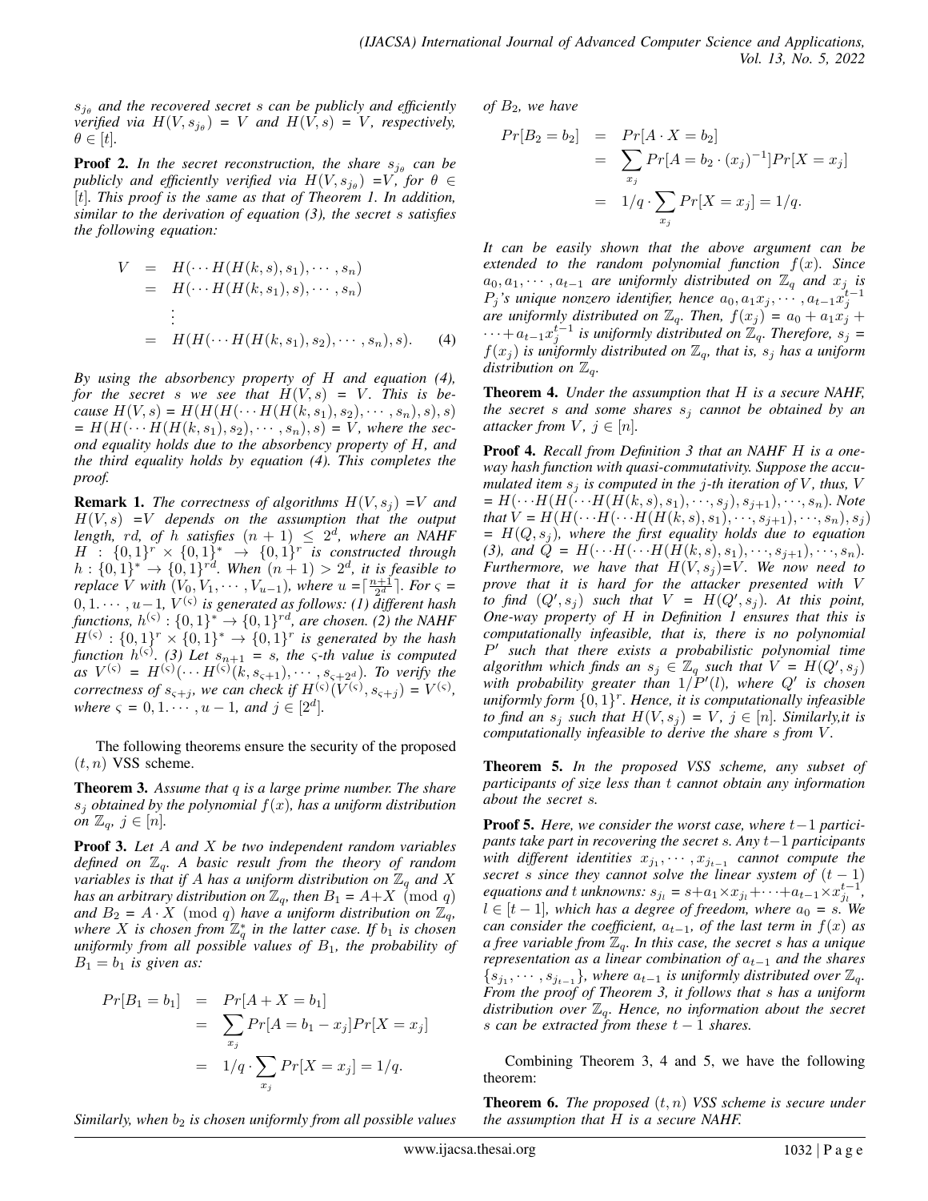*$s_{j_\theta}$ and the recovered secret $s$ can be publicly and efficiently verified via $H(V, s_{j_\theta}) = V$ and $H(V, s) = V$, respectively, $\theta \in [t]$.*

**Proof 2.** *In the secret reconstruction, the share $s_{j_\theta}$ can be publicly and efficiently verified via $H(V, s_{j_\theta}) = V$, for $\theta \in [t]$. This proof is the same as that of Theorem 1. In addition, similar to the derivation of equation (3), the secret $s$ satisfies the following equation:*

$$
\begin{aligned}
V &= H(\cdots H(H(k, s), s_1), \cdots, s_n) \\
&= H(\cdots H(H(k, s_1), s), \cdots, s_n) \\
&\quad \vdots \\
&= H(H(\cdots H(H(k, s_1), s_2), \cdots, s_n), s). \quad (4)
\end{aligned}
$$

*By using the absorbency property of $H$ and equation (4), for the secret $s$ we see that $H(V, s) = V$. This is because $H(V, s) = H(H(H(\cdots H(H(k, s_1), s_2), \cdots, s_n), s), s) = H(H(\cdots H(H(k, s_1), s_2), \cdots, s_n), s) = V$, where the second equality holds due to the absorbency property of $H$, and the third equality holds by equation (4). This completes the proof.*

**Remark 1.** *The correctness of algorithms $H(V, s_j) = V$ and $H(V, s) = V$ depends on the assumption that the output length, $rd$, of $h$ satisfies $(n + 1) \leq 2^d$, where an NAHF $H : \{0, 1\}^r \times \{0, 1\}^* \rightarrow \{0, 1\}^r$ is constructed through $h : \{0, 1\}^* \rightarrow \{0, 1\}^{rd}$. When $(n + 1) > 2^d$, it is feasible to replace $V$ with $(V_0, V_1, \cdots, V_{u-1})$, where $u = \lceil \frac{n+1}{2^d} \rceil$. For $\varsigma = 0, 1. \cdots, u - 1$, $V^{(\varsigma)}$ is generated as follows: (1) different hash functions, $h^{(\varsigma)} : \{0, 1\}^* \rightarrow \{0, 1\}^{rd}$, are chosen. (2) the NAHF $H^{(\varsigma)} : \{0, 1\}^r \times \{0, 1\}^* \rightarrow \{0, 1\}^r$ is generated by the hash function $h^{(\varsigma)}$. (3) Let $s_{n+1} = s$, the $\varsigma$-th value is computed as $V^{(\varsigma)} = H^{(\varsigma)}(\cdots H^{(\varsigma)}(k, s_{\varsigma+1}), \cdots, s_{\varsigma+2^d})$. To verify the correctness of $s_{\varsigma+j}$, we can check if $H^{(\varsigma)}(V^{(\varsigma)}, s_{\varsigma+j}) = V^{(\varsigma)}$, where $\varsigma = 0, 1. \cdots, u - 1$, and $j \in [2^d]$.*

The following theorems ensure the security of the proposed $(t, n)$ VSS scheme.

**Theorem 3.** *Assume that $q$ is a large prime number. The share $s_j$ obtained by the polynomial $f(x)$, has a uniform distribution on $\mathbb{Z}_q$, $j \in [n]$.*

**Proof 3.** *Let $A$ and $X$ be two independent random variables defined on $\mathbb{Z}_q$. A basic result from the theory of random variables is that if $A$ has a uniform distribution on $\mathbb{Z}_q$ and $X$ has an arbitrary distribution on $\mathbb{Z}_q$, then $B_1 = A + X \pmod q$ and $B_2 = A \cdot X \pmod q$ have a uniform distribution on $\mathbb{Z}_q$, where $X$ is chosen from $\mathbb{Z}_q^*$ in the latter case. If $b_1$ is chosen uniformly from all possible values of $B_1$, the probability of $B_1 = b_1$ is given as:*

$$
\begin{aligned}
Pr[B_1 = b_1] &= Pr[A + X = b_1] \\
&= \sum_{x_j} Pr[A = b_1 - x_j] Pr[X = x_j] \\
&= 1/q \cdot \sum_{x_j} Pr[X = x_j] = 1/q.
\end{aligned}
$$

*Similarly, when $b_2$ is chosen uniformly from all possible values of $B_2$, we have*

$$
\begin{aligned}
Pr[B_2 = b_2] &= Pr[A \cdot X = b_2] \\
&= \sum_{x_j} Pr[A = b_2 \cdot (x_j)^{-1}] Pr[X = x_j] \\
&= 1/q \cdot \sum_{x_j} Pr[X = x_j] = 1/q.
\end{aligned}
$$

*It can be easily shown that the above argument can be extended to the random polynomial function $f(x)$. Since $a_0, a_1, \cdots, a_{t-1}$ are uniformly distributed on $\mathbb{Z}_q$ and $x_j$ is $P_j$'s unique nonzero identifier, hence $a_0, a_1 x_j, \cdots, a_{t-1} x_j^{t-1}$ are uniformly distributed on $\mathbb{Z}_q$. Then, $f(x_j) = a_0 + a_1 x_j + \cdots + a_{t-1} x_j^{t-1}$ is uniformly distributed on $\mathbb{Z}_q$. Therefore, $s_j = f(x_j)$ is uniformly distributed on $\mathbb{Z}_q$, that is, $s_j$ has a uniform distribution on $\mathbb{Z}_q$.*

**Theorem 4.** *Under the assumption that $H$ is a secure NAHF, the secret $s$ and some shares $s_j$ cannot be obtained by an attacker from $V$, $j \in [n]$.*

**Proof 4.** *Recall from Definition 3 that an NAHF $H$ is a one-way hash function with quasi-commutativity. Suppose the accumulated item $s_j$ is computed in the $j$-th iteration of $V$, thus, $V = H(\cdots H(H(\cdots H(H(k, s), s_1), \cdots, s_j), s_{j+1}), \cdots, s_n)$. Note that $V = H(H(\cdots H(\cdots H(H(k, s), s_1), \cdots, s_{j+1}), \cdots, s_n), s_j) = H(Q, s_j)$, where the first equality holds due to equation (3), and $Q = H(\cdots H(\cdots H(H(k, s), s_1), \cdots, s_{j+1}), \cdots, s_n)$. Furthermore, we have that $H(V, s_j) = V$. We now need to prove that it is hard for the attacker presented with $V$ to find $(Q', s_j)$ such that $V = H(Q', s_j)$. At this point, One-way property of $H$ in Definition 1 ensures that this is computationally infeasible, that is, there is no polynomial $P'$ such that there exists a probabilistic polynomial time algorithm which finds an $s_j \in \mathbb{Z}_q$ such that $V = H(Q', s_j)$ with probability greater than $1/P'(l)$, where $Q'$ is chosen uniformly form $\{0, 1\}^r$. Hence, it is computationally infeasible to find an $s_j$ such that $H(V, s_j) = V$, $j \in [n]$. Similarly,it is computationally infeasible to derive the share $s$ from $V$.*

**Theorem 5.** *In the proposed VSS scheme, any subset of participants of size less than $t$ cannot obtain any information about the secret $s$.*

**Proof 5.** *Here, we consider the worst case, where $t-1$ participants take part in recovering the secret $s$. Any $t-1$ participants with different identities $x_{j_1}, \cdots, x_{j_{t-1}}$ cannot compute the secret $s$ since they cannot solve the linear system of $(t - 1)$ equations and $t$ unknowns: $s_{j_l} = s + a_1 \times x_{j_l} + \cdots + a_{t-1} \times x_{j_l}^{t-1}$, $l \in [t - 1]$, which has a degree of freedom, where $a_0 = s$. We can consider the coefficient, $a_{t-1}$, of the last term in $f(x)$ as a free variable from $\mathbb{Z}_q$. In this case, the secret $s$ has a unique representation as a linear combination of $a_{t-1}$ and the shares $\{s_{j_1}, \cdots, s_{j_{t-1}}\}$, where $a_{t-1}$ is uniformly distributed over $\mathbb{Z}_q$. From the proof of Theorem 3, it follows that $s$ has a uniform distribution over $\mathbb{Z}_q$. Hence, no information about the secret $s$ can be extracted from these $t - 1$ shares.*

Combining Theorem 3, 4 and 5, we have the following theorem:

**Theorem 6.** *The proposed $(t, n)$ VSS scheme is secure under the assumption that $H$ is a secure NAHF.*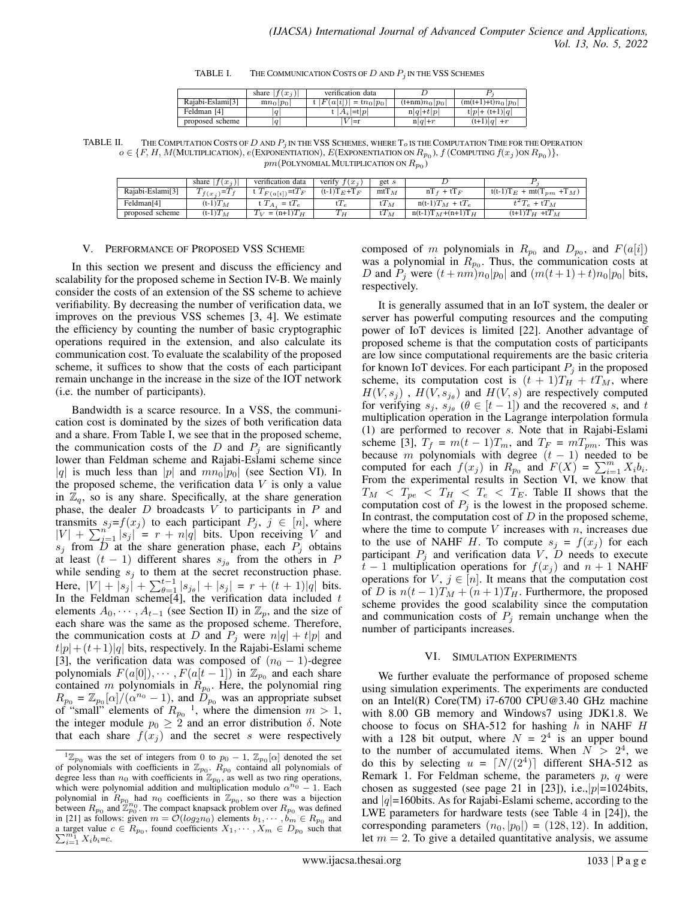TABLE I. THE COMMUNICATION COSTS OF $D$ AND $P_j$ IN THE VSS SCHEMES

| | share $\|f(x_j)\|$ | verification data | $D$ | $P_j$ |
|---|---|---|---|---|
| Rajabi-Eslami[3] | $mn_0\|p_0\|$ | t $\|F(a[i])\|$ = $tn_0\|p_0\|$ | (t+nm)$n_0\|p_0\|$ | (m(t+1)+t)$n_0\|p_0\|$ |
| Feldman [4] | $\|q\|$ | t $\|A_i\|$=t$\|p\|$ | n$\|q\|$+t$\|p\|$ | t$\|p\|$+ (t+1)$\|q\|$ |
| proposed scheme | $\|q\|$ | $\|V\|$=r | n$\|q\|+r$ | (t+1)$\|q\|$ +$r$ |

TABLE II. THE COMPUTATION COSTS OF $D$ AND $P_j$ IN THE VSS SCHEMES, WHERE $T_o$ IS THE COMPUTATION TIME FOR THE OPERATION $o \in \{F, H, M$(MULTIPLICATION), $e$(EXPONENTIATION), $E$(EXPONENTIATION ON $R_{p_0}$), $f$ (COMPUTING $f(x_j)$ON $R_{p_0}$)$\}$, $pm$(POLYNOMIAL MULTIPLICATION ON $R_{p_0}$)

| | share $\|f(x_j)\|$ | verification data | verify $f(x_j)$ | get $s$ | $D$ | $P_j$ |
|---|---|---|---|---|---|---|
| Rajabi-Eslami[3] | $T_{f(x_j)}$=$T_f$ | t $T_{F(a[i])}$=t$T_F$ | (t-1)$T_E$+$T_F$ | mt$T_M$ | n$T_f$ + t$T_F$ | t(t-1)$T_E$ + mt($T_{pm}$ +$T_M$) |
| Feldman[4] | (t-1)$T_M$ | t $T_{A_i}$ = t$T_e$ | t$T_e$ | t$T_M$ | n(t-1)$T_M$ + t$T_e$ | $t^2T_e$ + t$T_M$ |
| proposed scheme | (t-1)$T_M$ | $T_V$ = (n+1)$T_H$ | $T_H$ | t$T_M$ | n(t-1)$T_M$+(n+1)$T_H$ | (t+1)$T_H$ +t$T_M$ |

## V. PERFORMANCE OF PROPOSED VSS SCHEME

In this section we present and discuss the efficiency and scalability for the proposed scheme in Section IV-B. We mainly consider the costs of an extension of the SS scheme to achieve verifiability. By decreasing the number of verification data, we improves on the previous VSS schemes [3, 4]. We estimate the efficiency by counting the number of basic cryptographic operations required in the extension, and also calculate its communication cost. To evaluate the scalability of the proposed scheme, it suffices to show that the costs of each participant remain unchange in the increase in the size of the IOT network (i.e. the number of participants).

Bandwidth is a scarce resource. In a VSS, the communication cost is dominated by the sizes of both verification data and a share. From Table I, we see that in the proposed scheme, the communication costs of the $D$ and $P_j$ are significantly lower than Feldman scheme and Rajabi-Eslami scheme since $|q|$ is much less than $|p|$ and $mn_0|p_0|$ (see Section VI). In the proposed scheme, the verification data $V$ is only a value in $\mathbb{Z}_q$, so is any share. Specifically, at the share generation phase, the dealer $D$ broadcasts $V$ to participants in $P$ and transmits $s_j$=$f(x_j)$ to each participant $P_j$, $j \in [n]$, where $|V| + \sum_{j=1}^{n} |s_j|$ = $r + n|q|$ bits. Upon receiving $V$ and $s_j$ from $D$ at the share generation phase, each $P_j$ obtains at least $(t-1)$ different shares $s_{j_\theta}$ from the others in $P$ while sending $s_j$ to them at the secret reconstruction phase. Here, $|V| + |s_j| + \sum_{\theta=1}^{t-1} |s_{j_\theta}| + |s_j|$ = $r + (t+1)|q|$ bits. In the Feldman scheme[4], the verification data included $t$ elements $A_0, \cdots, A_{t-1}$ (see Section II) in $\mathbb{Z}_p$, and the size of each share was the same as the proposed scheme. Therefore, the communication costs at $D$ and $P_j$ were $n|q| + t|p|$ and $t|p|+(t+1)|q|$ bits, respectively. In the Rajabi-Eslami scheme [3], the verification data was composed of $(n_0-1)$-degree polynomials $F(a[0]), \cdots, F(a[t-1])$ in $\mathbb{Z}_{p_0}$ and each share contained $m$ polynomials in $R_{p_0}$. Here, the polynomial ring $R_{p_0} = \mathbb{Z}_{p_0}[\alpha]/(\alpha^{n_0}-1)$, and $D_{p_0}$ was an appropriate subset of "small" elements of $R_{p_0}$ [1], where the dimension $m > 1$, the integer module $p_0 \geq 2$ and an error distribution $\delta$. Note that each share $f(x_j)$ and the secret $s$ were respectively composed of $m$ polynomials in $R_{p_0}$ and $D_{p_0}$, and $F(a[i])$ was a polynomial in $R_{p_0}$. Thus, the communication costs at $D$ and $P_j$ were $(t+nm)n_0|p_0|$ and $(m(t+1)+t)n_0|p_0|$ bits, respectively.

It is generally assumed that in an IoT system, the dealer or server has powerful computing resources and the computing power of IoT devices is limited [22]. Another advantage of proposed scheme is that the computation costs of participants are low since computational requirements are the basic criteria for known IoT devices. For each participant $P_j$ in the proposed scheme, its computation cost is $(t+1)T_H + tT_M$, where $H(V, s_j)$ , $H(V, s_{j_\theta})$ and $H(V, s)$ are respectively computed for verifying $s_j$, $s_{j_\theta}$ ($\theta \in [t-1]$) and the recovered $s$, and $t$ multiplication operation in the Lagrange interpolation formula (1) are performed to recover $s$. Note that in Rajabi-Eslami scheme [3], $T_f$ = $m(t-1)T_m$, and $T_F$ = $mT_{pm}$. This was because $m$ polynomials with degree $(t-1)$ needed to be computed for each $f(x_j)$ in $R_{p_0}$ and $F(X) = \sum_{i=1}^{m} X_i b_i$. From the experimental results in Section VI, we know that $T_M < T_{pe} < T_H < T_e < T_E$. Table II shows that the computation cost of $P_j$ is the lowest in the proposed scheme. In contrast, the computation cost of $D$ in the proposed scheme, where the time to compute $V$ increases with $n$, increases due to the use of NAHF $H$. To compute $s_j = f(x_j)$ for each participant $P_j$ and verification data $V$, $D$ needs to execute $t-1$ multiplication operations for $f(x_j)$ and $n+1$ NAHF operations for $V$, $j \in [n]$. It means that the computation cost of $D$ is $n(t-1)T_M + (n+1)T_H$. Furthermore, the proposed scheme provides the good scalability since the computation and communication costs of $P_j$ remain unchange when the number of participants increases.

## VI. SIMULATION EXPERIMENTS

We further evaluate the performance of proposed scheme using simulation experiments. The experiments are conducted on an Intel(R) Core(TM) i7-6700 CPU@3.40 GHz machine with 8.00 GB memory and Windows7 using JDK1.8. We choose to focus on SHA-512 for hashing $h$ in NAHF $H$ with a 128 bit output, where $N = 2^4$ is an upper bound to the number of accumulated items. When $N > 2^4$, we do this by selecting $u = \lceil N/(2^4) \rceil$ different SHA-512 as Remark 1. For Feldman scheme, the parameters $p$, $q$ were chosen as suggested (see page 21 in [23]), i.e.,$|p|$=1024bits, and $|q|$=160bits. As for Rajabi-Eslami scheme, according to the LWE parameters for hardware tests (see Table 4 in [24]), the corresponding parameters $(n_0, |p_0|) = (128, 12)$. In addition, let $m = 2$. To give a detailed quantitative analysis, we assume

[1] $\mathbb{Z}_{p_0}$ was the set of integers from 0 to $p_0-1$, $\mathbb{Z}_{p_0}[\alpha]$ denoted the set of polynomials with coefficients in $\mathbb{Z}_{p_0}$. $R_{p_0}$ contaїnd all polynomials of degree less than $n_0$ with coefficients in $\mathbb{Z}_{p_0}$, as well as two ring operations, which were polynomial addition and multiplication modulo $\alpha^{n_0}-1$. Each polynomial in $R_{p_0}$ had $n_0$ coefficients in $\mathbb{Z}_{p_0}$, so there was a bijection between $R_{p_0}$ and $\mathbb{Z}_{p_0}^{n_0}$. The compact knapsack problem over $R_{p_0}$ was defined in [21] as follows: given $m = \mathcal{O}(log_2 n_0)$ elements $b_1, \cdots, b_m \in R_{p_0}$ and a target value $c \in R_{p_0}$, found coefficients $X_1, \cdots, X_m \in D_{p_0}$ such that $\sum_{i=1}^{m} X_i b_i$=$c$.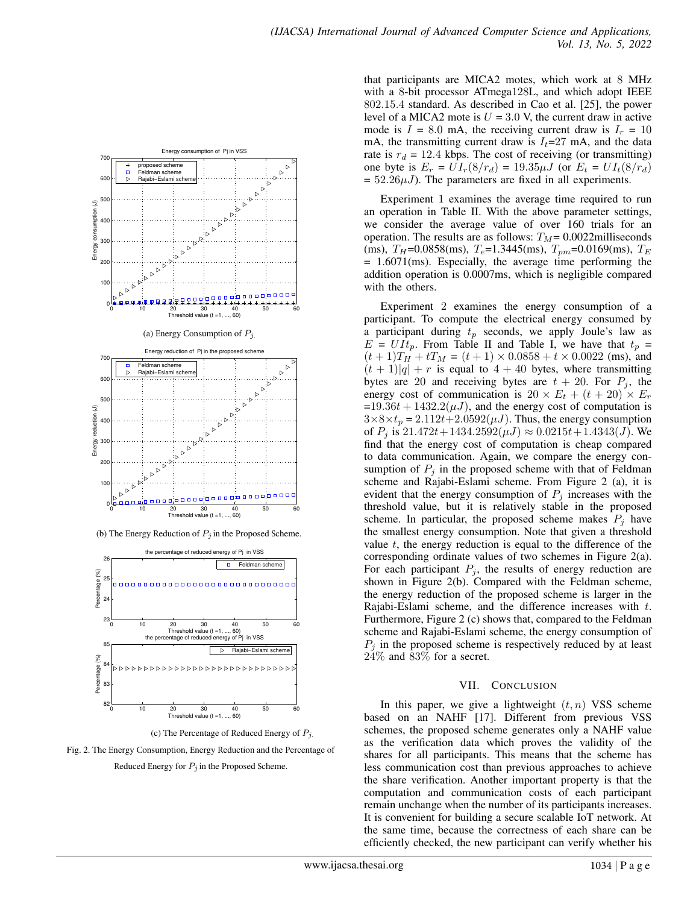Energy consumption of Pj in VSS

700
600
500
400
300
200
100
0

Energy consumption (J)

proposed scheme
Feldman scheme
Rajabi–Eslami scheme

0 10 20 30 40 50 60

Threshold value (t =1, ..., 60)

(a) Energy Consumption of $P_j$.

Energy reduction of Pj in the proposed scheme

700
600
500
400
300
200
100
0

Energy reduction (J)

Feldman scheme
Rajabi–Eslami scheme

0 10 20 30 40 50 60

Threshold value (t =1, ..., 60)

(b) The Energy Reduction of $P_j$ in the Proposed Scheme.

the percentage of reduced energy of Pj in VSS

26
25
24
23

Percentage (%)

Feldman scheme

0 10 20 30 40 50 60

Threshold value (t =1, ..., 60)

the percentage of reduced energy of Pj in VSS

85
84
83
82

Percentage (%)

Rajabi–Eslami scheme

0 10 20 30 40 50 60

Threshold value (t =1, ..., 60)

(c) The Percentage of Reduced Energy of $P_j$.

Fig. 2. The Energy Consumption, Energy Reduction and the Percentage of Reduced Energy for $P_j$ in the Proposed Scheme.

that participants are MICA2 motes, which work at 8 MHz with a 8-bit processor ATmega128L, and which adopt IEEE 802.15.4 standard. As described in Cao et al. [25], the power level of a MICA2 mote is $U$ = 3.0 V, the current draw in active mode is $I$ = 8.0 mA, the receiving current draw is $I_r$ = 10 mA, the transmitting current draw is $I_t$=27 mA, and the data rate is $r_d$ = 12.4 kbps. The cost of receiving (or transmitting) one byte is $E_r = UI_r(8/r_d) = 19.35\mu J$ (or $E_t = UI_t(8/r_d) = 52.26\mu J$). The parameters are fixed in all experiments.

Experiment 1 examines the average time required to run an operation in Table II. With the above parameter settings, we consider the average value of over 160 trials for an operation. The results are as follows: $T_M$= 0.0022milliseconds (ms), $T_H$=0.0858(ms), $T_e$=1.3445(ms), $T_{pm}$=0.0169(ms), $T_E$ = 1.6071(ms). Especially, the average time performing the addition operation is 0.0007ms, which is negligible compared with the others.

Experiment 2 examines the energy consumption of a participant. To compute the electrical energy consumed by a participant during $t_p$ seconds, we apply Joule's law as $E = UIt_p$. From Table II and Table I, we have that $t_p = (t+1)T_H + tT_M = (t+1) \times 0.0858 + t \times 0.0022$ (ms), and $(t+1)|q| + r$ is equal to $4 + 40$ bytes, where transmitting bytes are 20 and receiving bytes are $t + 20$. For $P_j$, the energy cost of communication is $20 \times E_t + (t+20) \times E_r$ $= 19.36t + 1432.2(\mu J)$, and the energy cost of computation is $3 \times 8 \times t_p = 2.112t + 2.0592(\mu J)$. Thus, the energy consumption of $P_j$ is $21.472t + 1434.2592(\mu J) \approx 0.0215t + 1.4343(J)$. We find that the energy cost of computation is cheap compared to data communication. Again, we compare the energy consumption of $P_j$ in the proposed scheme with that of Feldman scheme and Rajabi-Eslami scheme. From Figure 2 (a), it is evident that the energy consumption of $P_j$ increases with the threshold value, but it is relatively stable in the proposed scheme. In particular, the proposed scheme makes $P_j$ have the smallest energy consumption. Note that given a threshold value $t$, the energy reduction is equal to the difference of the corresponding ordinate values of two schemes in Figure 2(a). For each participant $P_j$, the results of energy reduction are shown in Figure 2(b). Compared with the Feldman scheme, the energy reduction of the proposed scheme is larger in the Rajabi-Eslami scheme, and the difference increases with $t$. Furthermore, Figure 2 (c) shows that, compared to the Feldman scheme and Rajabi-Eslami scheme, the energy consumption of $P_j$ in the proposed scheme is respectively reduced by at least 24% and 83% for a secret.

## VII. Conclusion

In this paper, we give a lightweight $(t, n)$ VSS scheme based on an NAHF [17]. Different from previous VSS schemes, the proposed scheme generates only a NAHF value as the verification data which proves the validity of the shares for all participants. This means that the scheme has less communication cost than previous approaches to achieve the share verification. Another important property is that the computation and communication costs of each participant remain unchange when the number of its participants increases. It is convenient for building a secure scalable IoT network. At the same time, because the correctness of each share can be efficiently checked, the new participant can verify whether his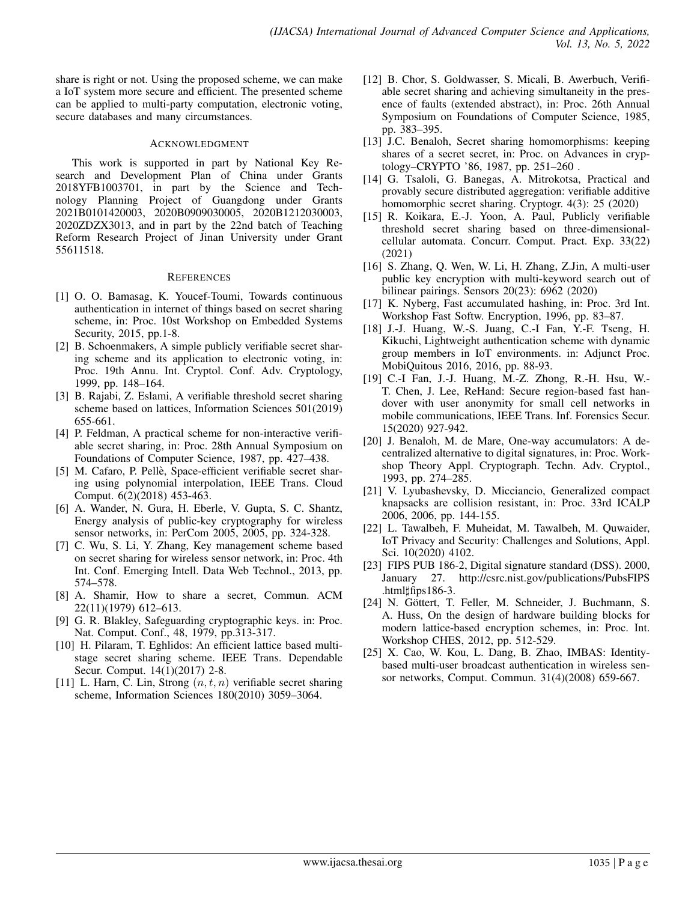share is right or not. Using the proposed scheme, we can make a IoT system more secure and efficient. The presented scheme can be applied to multi-party computation, electronic voting, secure databases and many circumstances.

## ACKNOWLEDGMENT

This work is supported in part by National Key Research and Development Plan of China under Grants 2018YFB1003701, in part by the Science and Technology Planning Project of Guangdong under Grants 2021B0101420003, 2020B0909030005, 2020B1212030003, 2020ZDZX3013, and in part by the 22nd batch of Teaching Reform Research Project of Jinan University under Grant 55611518.

## REFERENCES

[1] O. O. Bamasag, K. Youcef-Toumi, Towards continuous authentication in internet of things based on secret sharing scheme, in: Proc. 10st Workshop on Embedded Systems Security, 2015, pp.1-8.

[2] B. Schoenmakers, A simple publicly verifiable secret sharing scheme and its application to electronic voting, in: Proc. 19th Annu. Int. Cryptol. Conf. Adv. Cryptology, 1999, pp. 148–164.

[3] B. Rajabi, Z. Eslami, A verifiable threshold secret sharing scheme based on lattices, Information Sciences 501(2019) 655-661.

[4] P. Feldman, A practical scheme for non-interactive verifiable secret sharing, in: Proc. 28th Annual Symposium on Foundations of Computer Science, 1987, pp. 427–438.

[5] M. Cafaro, P. Pellè, Space-efficient verifiable secret sharing using polynomial interpolation, IEEE Trans. Cloud Comput. 6(2)(2018) 453-463.

[6] A. Wander, N. Gura, H. Eberle, V. Gupta, S. C. Shantz, Energy analysis of public-key cryptography for wireless sensor networks, in: PerCom 2005, 2005, pp. 324-328.

[7] C. Wu, S. Li, Y. Zhang, Key management scheme based on secret sharing for wireless sensor network, in: Proc. 4th Int. Conf. Emerging Intell. Data Web Technol., 2013, pp. 574–578.

[8] A. Shamir, How to share a secret, Commun. ACM 22(11)(1979) 612–613.

[9] G. R. Blakley, Safeguarding cryptographic keys. in: Proc. Nat. Comput. Conf., 48, 1979, pp.313-317.

[10] H. Pilaram, T. Eghlidos: An efficient lattice based multi-stage secret sharing scheme. IEEE Trans. Dependable Secur. Comput. 14(1)(2017) 2-8.

[11] L. Harn, C. Lin, Strong $(n, t, n)$ verifiable secret sharing scheme, Information Sciences 180(2010) 3059–3064.

[12] B. Chor, S. Goldwasser, S. Micali, B. Awerbuch, Verifiable secret sharing and achieving simultaneity in the presence of faults (extended abstract), in: Proc. 26th Annual Symposium on Foundations of Computer Science, 1985, pp. 383–395.

[13] J.C. Benaloh, Secret sharing homomorphisms: keeping shares of a secret secret, in: Proc. on Advances in cryptology–CRYPTO '86, 1987, pp. 251–260 .

[14] G. Tsaloli, G. Banegas, A. Mitrokotsa, Practical and provably secure distributed aggregation: verifiable additive homomorphic secret sharing. Cryptogr. 4(3): 25 (2020)

[15] R. Koikara, E.-J. Yoon, A. Paul, Publicly verifiable threshold secret sharing based on three-dimensional-cellular automata. Concurr. Comput. Pract. Exp. 33(22) (2021)

[16] S. Zhang, Q. Wen, W. Li, H. Zhang, Z.Jin, A multi-user public key encryption with multi-keyword search out of bilinear pairings. Sensors 20(23): 6962 (2020)

[17] K. Nyberg, Fast accumulated hashing, in: Proc. 3rd Int. Workshop Fast Softw. Encryption, 1996, pp. 83–87.

[18] J.-J. Huang, W.-S. Juang, C.-I Fan, Y.-F. Tseng, H. Kikuchi, Lightweight authentication scheme with dynamic group members in IoT environments. in: Adjunct Proc. MobiQuitous 2016, 2016, pp. 88-93.

[19] C.-I Fan, J.-J. Huang, M.-Z. Zhong, R.-H. Hsu, W.-T. Chen, J. Lee, ReHand: Secure region-based fast handover with user anonymity for small cell networks in mobile communications, IEEE Trans. Inf. Forensics Secur. 15(2020) 927-942.

[20] J. Benaloh, M. de Mare, One-way accumulators: A decentralized alternative to digital signatures, in: Proc. Workshop Theory Appl. Cryptograph. Techn. Adv. Cryptol., 1993, pp. 274–285.

[21] V. Lyubashevsky, D. Micciancio, Generalized compact knapsacks are collision resistant, in: Proc. 33rd ICALP 2006, 2006, pp. 144-155.

[22] L. Tawalbeh, F. Muheidat, M. Tawalbeh, M. Quwaider, IoT Privacy and Security: Challenges and Solutions, Appl. Sci. 10(2020) 4102.

[23] FIPS PUB 186-2, Digital signature standard (DSS). 2000, January 27. http://csrc.nist.gov/publications/PubsFIPS .html♯fips186-3.

[24] N. Göttert, T. Feller, M. Schneider, J. Buchmann, S. A. Huss, On the design of hardware building blocks for modern lattice-based encryption schemes, in: Proc. Int. Workshop CHES, 2012, pp. 512-529.

[25] X. Cao, W. Kou, L. Dang, B. Zhao, IMBAS: Identity-based multi-user broadcast authentication in wireless sensor networks, Comput. Commun. 31(4)(2008) 659-667.